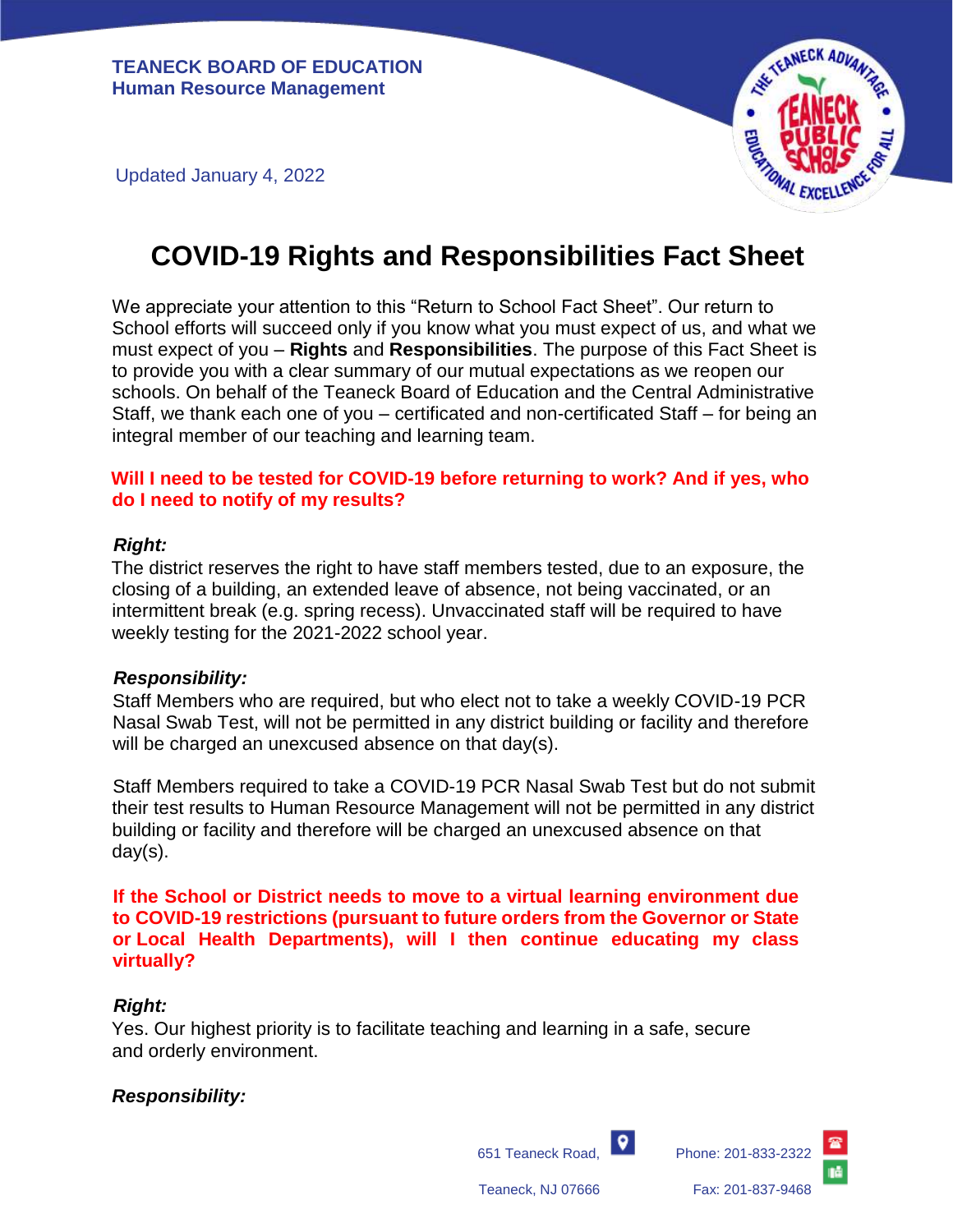**TEANECK BOARD OF EDUCATION**
**Human Resource Management**

Updated January 4, 2022

# COVID-19 Rights and Responsibilities Fact Sheet

We appreciate your attention to this "Return to School Fact Sheet". Our return to School efforts will succeed only if you know what you must expect of us, and what we must expect of you – **Rights** and **Responsibilities**. The purpose of this Fact Sheet is to provide you with a clear summary of our mutual expectations as we reopen our schools. On behalf of the Teaneck Board of Education and the Central Administrative Staff, we thank each one of you – certificated and non-certificated Staff – for being an integral member of our teaching and learning team.

## Will I need to be tested for COVID-19 before returning to work? And if yes, who do I need to notify of my results?

***Right:***

The district reserves the right to have staff members tested, due to an exposure, the closing of a building, an extended leave of absence, not being vaccinated, or an intermittent break (e.g. spring recess). Unvaccinated staff will be required to have weekly testing for the 2021-2022 school year.

***Responsibility:***

Staff Members who are required, but who elect not to take a weekly COVID-19 PCR Nasal Swab Test, will not be permitted in any district building or facility and therefore will be charged an unexcused absence on that day(s).

Staff Members required to take a COVID-19 PCR Nasal Swab Test but do not submit their test results to Human Resource Management will not be permitted in any district building or facility and therefore will be charged an unexcused absence on that day(s).

## If the School or District needs to move to a virtual learning environment due to COVID-19 restrictions (pursuant to future orders from the Governor or State or Local Health Departments), will I then continue educating my class virtually?

***Right:***

Yes. Our highest priority is to facilitate teaching and learning in a safe, secure and orderly environment.

***Responsibility:***

651 Teaneck Road, Teaneck, NJ 07666
Phone: 201-833-2322
Fax: 201-837-9468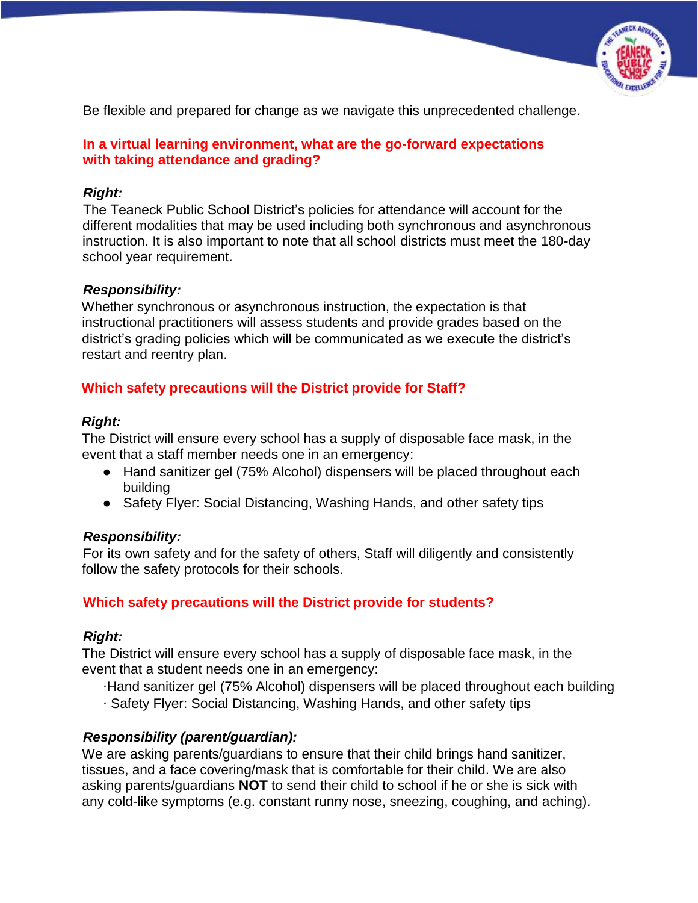Be flexible and prepared for change as we navigate this unprecedented challenge.

## In a virtual learning environment, what are the go-forward expectations with taking attendance and grading?

***Right:***
The Teaneck Public School District's policies for attendance will account for the different modalities that may be used including both synchronous and asynchronous instruction. It is also important to note that all school districts must meet the 180-day school year requirement.

***Responsibility:***
Whether synchronous or asynchronous instruction, the expectation is that instructional practitioners will assess students and provide grades based on the district's grading policies which will be communicated as we execute the district's restart and reentry plan.

## Which safety precautions will the District provide for Staff?

***Right:***
The District will ensure every school has a supply of disposable face mask, in the event that a staff member needs one in an emergency:

- Hand sanitizer gel (75% Alcohol) dispensers will be placed throughout each building
- Safety Flyer: Social Distancing, Washing Hands, and other safety tips

***Responsibility:***
For its own safety and for the safety of others, Staff will diligently and consistently follow the safety protocols for their schools.

## Which safety precautions will the District provide for students?

***Right:***
The District will ensure every school has a supply of disposable face mask, in the event that a student needs one in an emergency:

- Hand sanitizer gel (75% Alcohol) dispensers will be placed throughout each building
- Safety Flyer: Social Distancing, Washing Hands, and other safety tips

***Responsibility (parent/guardian):***
We are asking parents/guardians to ensure that their child brings hand sanitizer, tissues, and a face covering/mask that is comfortable for their child. We are also asking parents/guardians **NOT** to send their child to school if he or she is sick with any cold-like symptoms (e.g. constant runny nose, sneezing, coughing, and aching).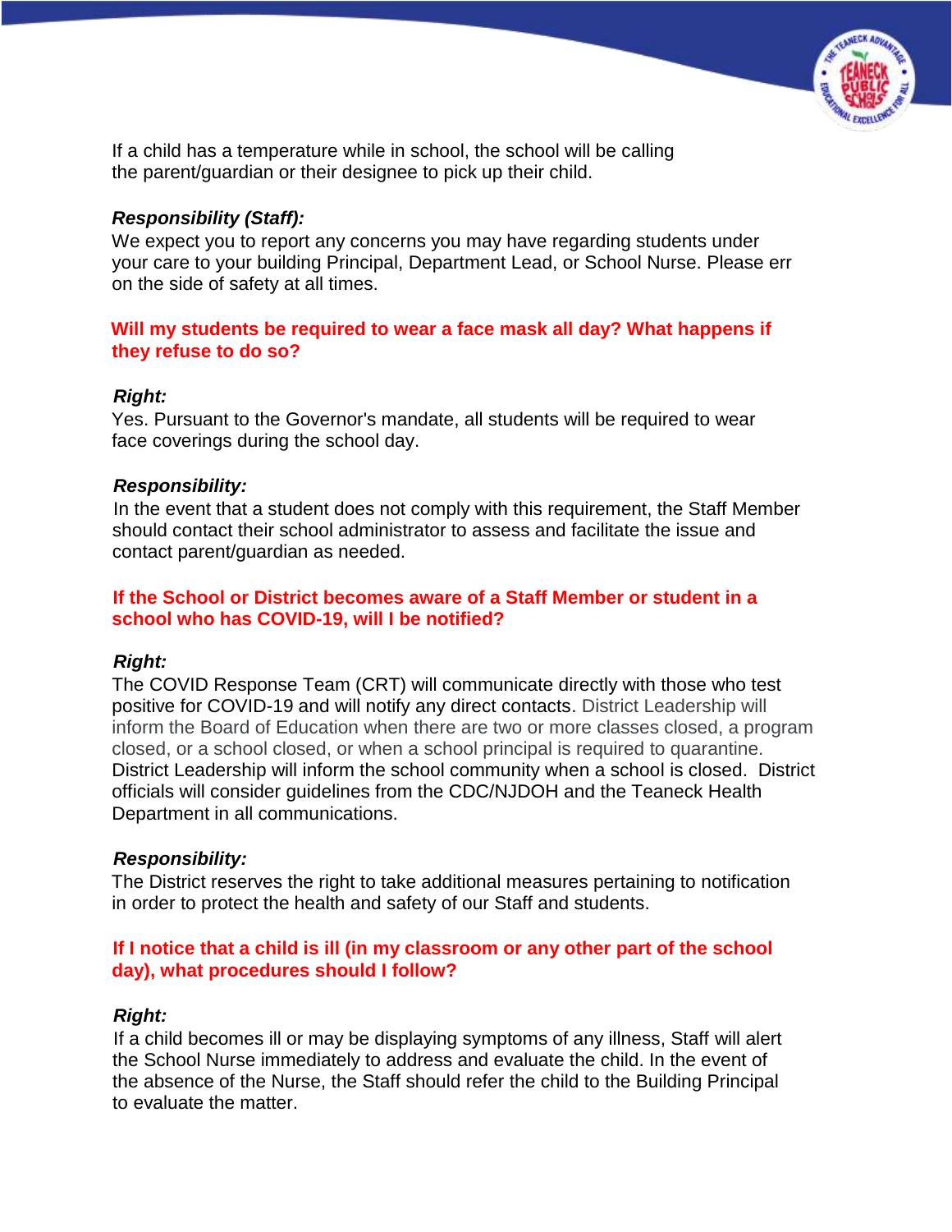If a child has a temperature while in school, the school will be calling the parent/guardian or their designee to pick up their child.

***Responsibility (Staff):***
We expect you to report any concerns you may have regarding students under your care to your building Principal, Department Lead, or School Nurse. Please err on the side of safety at all times.

**Will my students be required to wear a face mask all day? What happens if they refuse to do so?**

***Right:***
Yes. Pursuant to the Governor's mandate, all students will be required to wear face coverings during the school day.

***Responsibility:***
In the event that a student does not comply with this requirement, the Staff Member should contact their school administrator to assess and facilitate the issue and contact parent/guardian as needed.

**If the School or District becomes aware of a Staff Member or student in a school who has COVID-19, will I be notified?**

***Right:***
The COVID Response Team (CRT) will communicate directly with those who test positive for COVID-19 and will notify any direct contacts. District Leadership will inform the Board of Education when there are two or more classes closed, a program closed, or a school closed, or when a school principal is required to quarantine. District Leadership will inform the school community when a school is closed. District officials will consider guidelines from the CDC/NJDOH and the Teaneck Health Department in all communications.

***Responsibility:***
The District reserves the right to take additional measures pertaining to notification in order to protect the health and safety of our Staff and students.

**If I notice that a child is ill (in my classroom or any other part of the school day), what procedures should I follow?**

***Right:***
If a child becomes ill or may be displaying symptoms of any illness, Staff will alert the School Nurse immediately to address and evaluate the child. In the event of the absence of the Nurse, the Staff should refer the child to the Building Principal to evaluate the matter.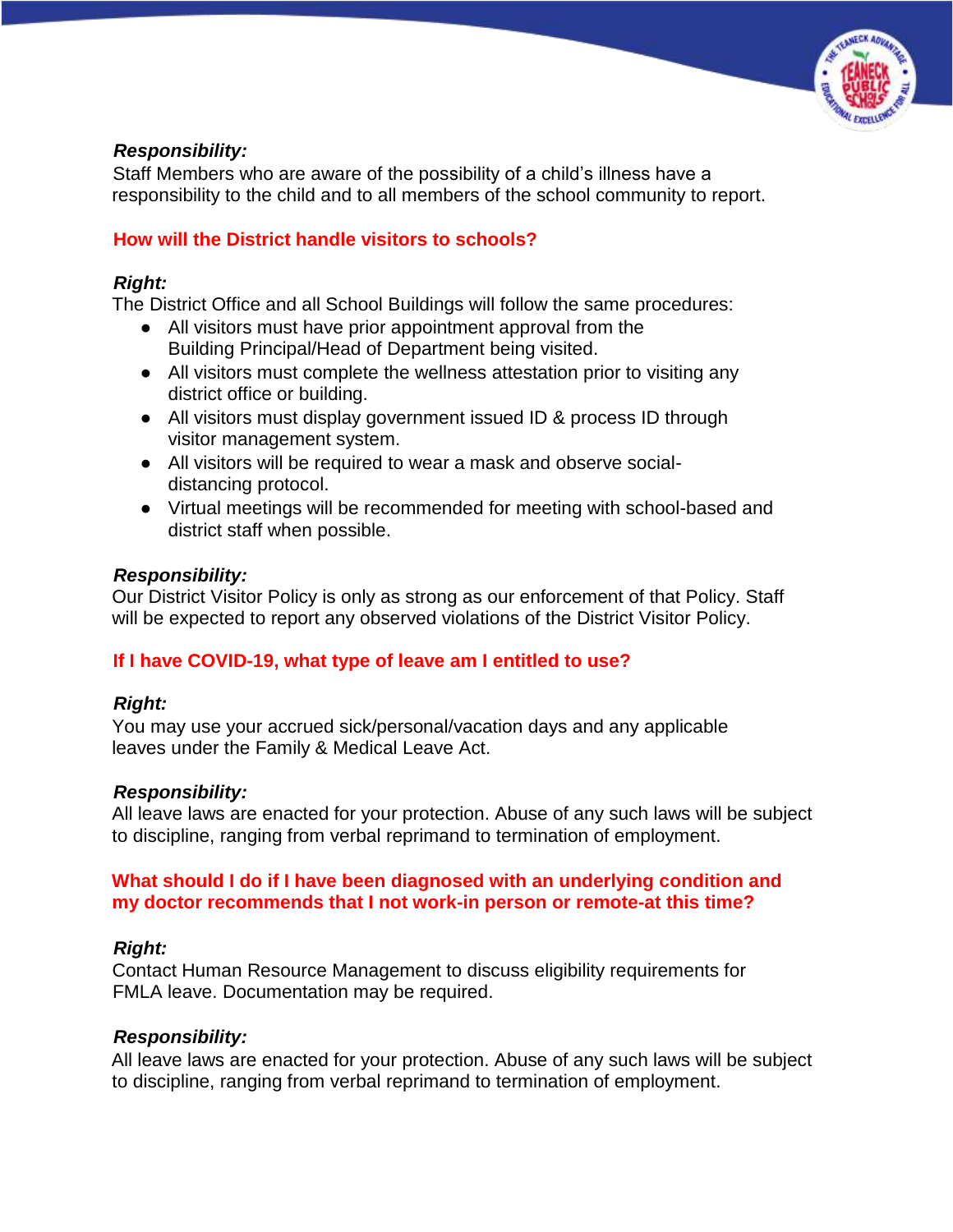***Responsibility:***
Staff Members who are aware of the possibility of a child's illness have a responsibility to the child and to all members of the school community to report.

## How will the District handle visitors to schools?

***Right:***
The District Office and all School Buildings will follow the same procedures:

- All visitors must have prior appointment approval from the Building Principal/Head of Department being visited.
- All visitors must complete the wellness attestation prior to visiting any district office or building.
- All visitors must display government issued ID & process ID through visitor management system.
- All visitors will be required to wear a mask and observe social-distancing protocol.
- Virtual meetings will be recommended for meeting with school-based and district staff when possible.

***Responsibility:***
Our District Visitor Policy is only as strong as our enforcement of that Policy. Staff will be expected to report any observed violations of the District Visitor Policy.

## If I have COVID-19, what type of leave am I entitled to use?

***Right:***
You may use your accrued sick/personal/vacation days and any applicable leaves under the Family & Medical Leave Act.

***Responsibility:***
All leave laws are enacted for your protection. Abuse of any such laws will be subject to discipline, ranging from verbal reprimand to termination of employment.

## What should I do if I have been diagnosed with an underlying condition and my doctor recommends that I not work-in person or remote-at this time?

***Right:***
Contact Human Resource Management to discuss eligibility requirements for FMLA leave. Documentation may be required.

***Responsibility:***
All leave laws are enacted for your protection. Abuse of any such laws will be subject to discipline, ranging from verbal reprimand to termination of employment.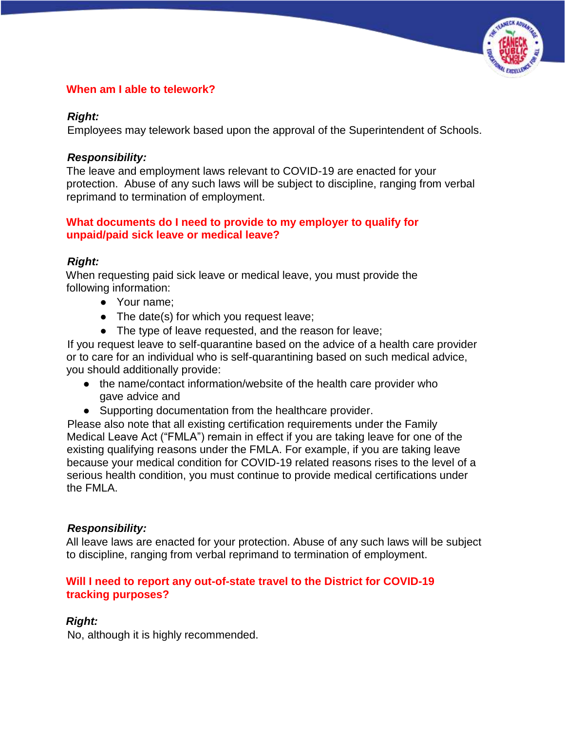## When am I able to telework?

***Right:***
Employees may telework based upon the approval of the Superintendent of Schools.

***Responsibility:***
The leave and employment laws relevant to COVID-19 are enacted for your protection. Abuse of any such laws will be subject to discipline, ranging from verbal reprimand to termination of employment.

## What documents do I need to provide to my employer to qualify for unpaid/paid sick leave or medical leave?

***Right:***
When requesting paid sick leave or medical leave, you must provide the following information:

- Your name;
- The date(s) for which you request leave;
- The type of leave requested, and the reason for leave;

If you request leave to self-quarantine based on the advice of a health care provider or to care for an individual who is self-quarantining based on such medical advice, you should additionally provide:

- the name/contact information/website of the health care provider who gave advice and
- Supporting documentation from the healthcare provider.

Please also note that all existing certification requirements under the Family Medical Leave Act ("FMLA") remain in effect if you are taking leave for one of the existing qualifying reasons under the FMLA. For example, if you are taking leave because your medical condition for COVID-19 related reasons rises to the level of a serious health condition, you must continue to provide medical certifications under the FMLA.

***Responsibility:***
All leave laws are enacted for your protection. Abuse of any such laws will be subject to discipline, ranging from verbal reprimand to termination of employment.

## Will I need to report any out-of-state travel to the District for COVID-19 tracking purposes?

***Right:***
No, although it is highly recommended.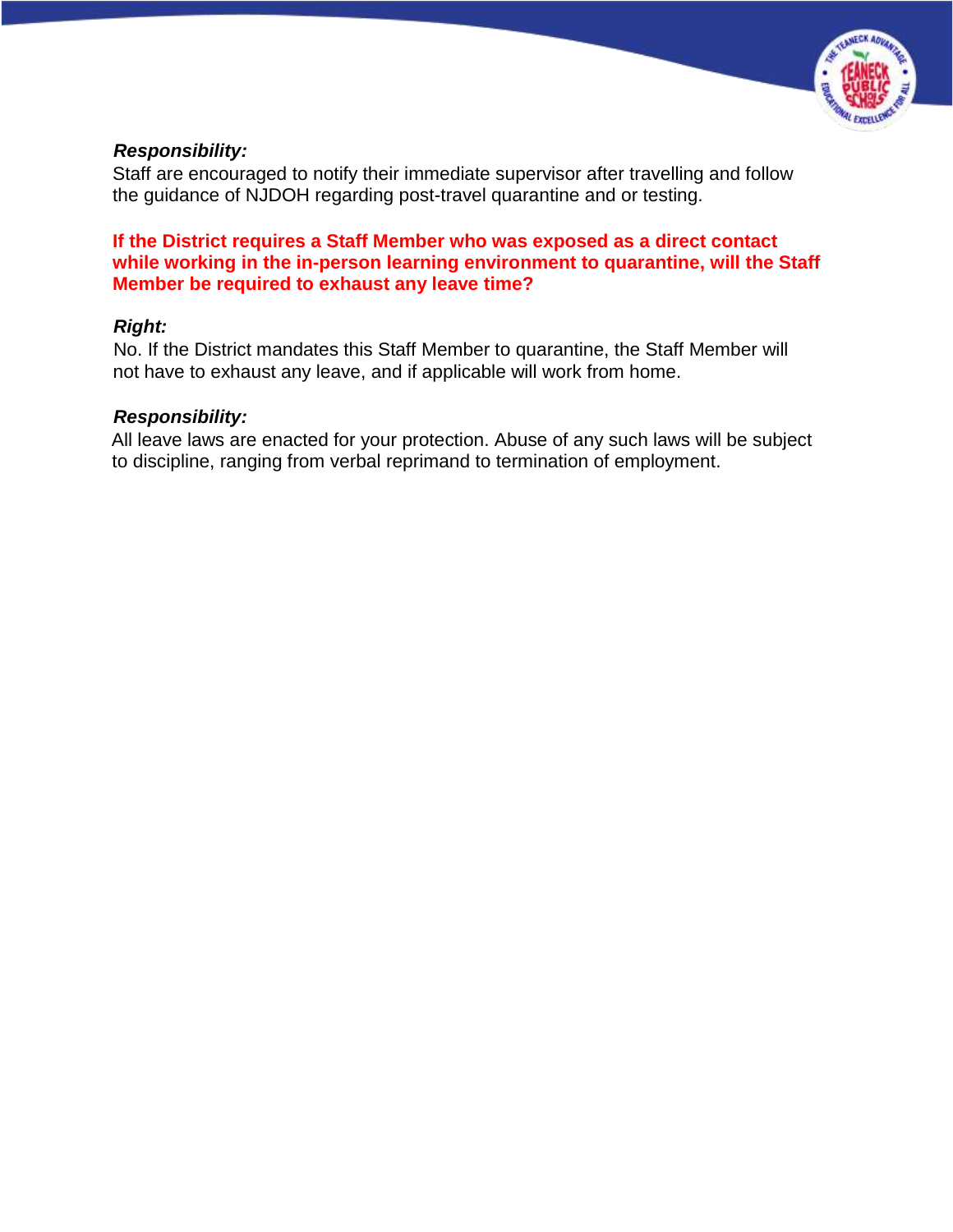***Responsibility:***

Staff are encouraged to notify their immediate supervisor after travelling and follow the guidance of NJDOH regarding post-travel quarantine and or testing.

**If the District requires a Staff Member who was exposed as a direct contact while working in the in-person learning environment to quarantine, will the Staff Member be required to exhaust any leave time?**

***Right:***

No. If the District mandates this Staff Member to quarantine, the Staff Member will not have to exhaust any leave, and if applicable will work from home.

***Responsibility:***

All leave laws are enacted for your protection. Abuse of any such laws will be subject to discipline, ranging from verbal reprimand to termination of employment.